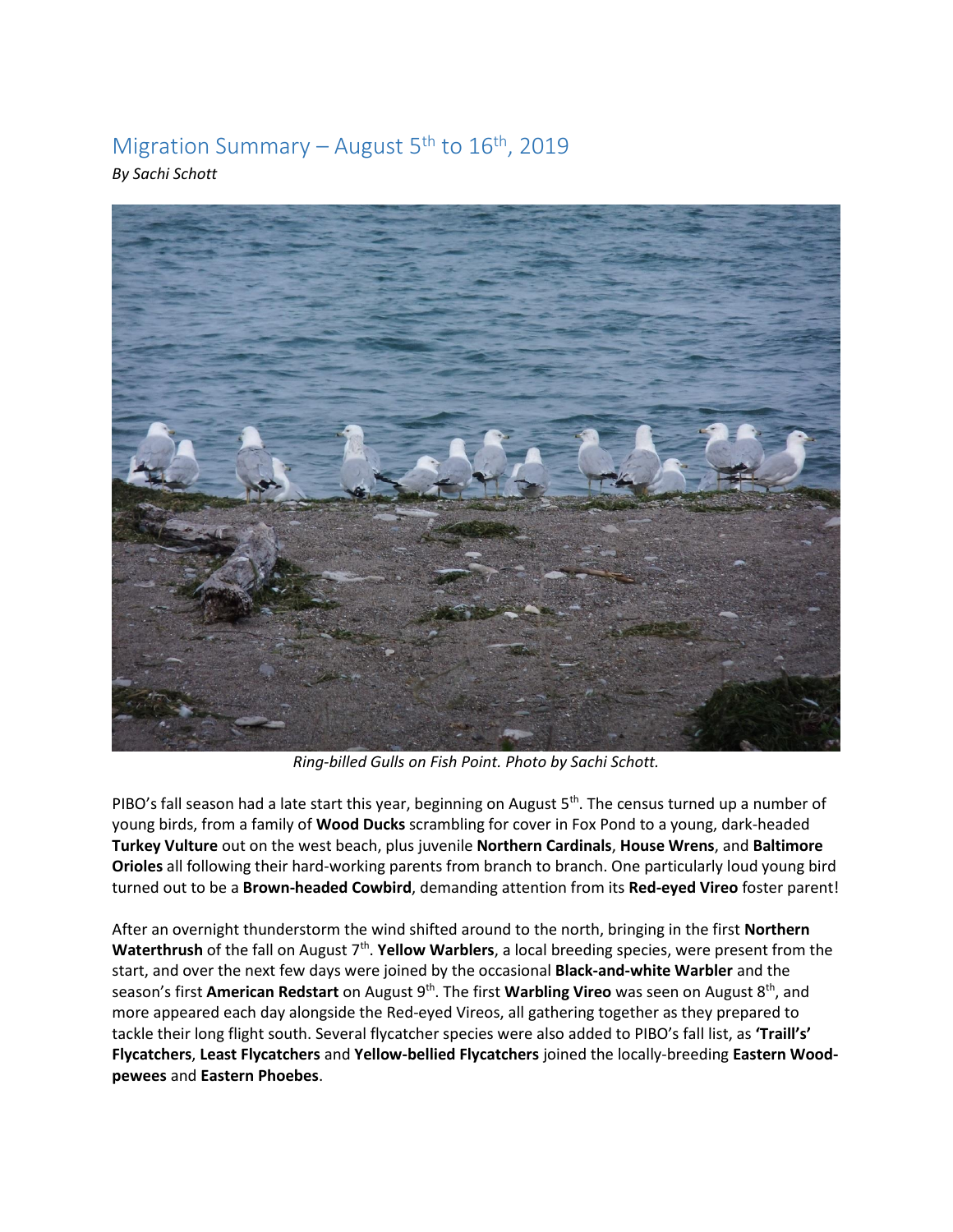# Migration Summary – August 5th to 16th, 2019

*By Sachi Schott*

*Ring-billed Gulls on Fish Point. Photo by Sachi Schott.*

PIBO's fall season had a late start this year, beginning on August 5th. The census turned up a number of young birds, from a family of **Wood Ducks** scrambling for cover in Fox Pond to a young, dark-headed **Turkey Vulture** out on the west beach, plus juvenile **Northern Cardinals**, **House Wrens**, and **Baltimore Orioles** all following their hard-working parents from branch to branch. One particularly loud young bird turned out to be a **Brown-headed Cowbird**, demanding attention from its **Red-eyed Vireo** foster parent!

After an overnight thunderstorm the wind shifted around to the north, bringing in the first **Northern Waterthrush** of the fall on August 7th. **Yellow Warblers**, a local breeding species, were present from the start, and over the next few days were joined by the occasional **Black-and-white Warbler** and the season's first **American Redstart** on August 9th. The first **Warbling Vireo** was seen on August 8th, and more appeared each day alongside the Red-eyed Vireos, all gathering together as they prepared to tackle their long flight south. Several flycatcher species were also added to PIBO's fall list, as **'Traill's' Flycatchers**, **Least Flycatchers** and **Yellow-bellied Flycatchers** joined the locally-breeding **Eastern Wood-pewees** and **Eastern Phoebes**.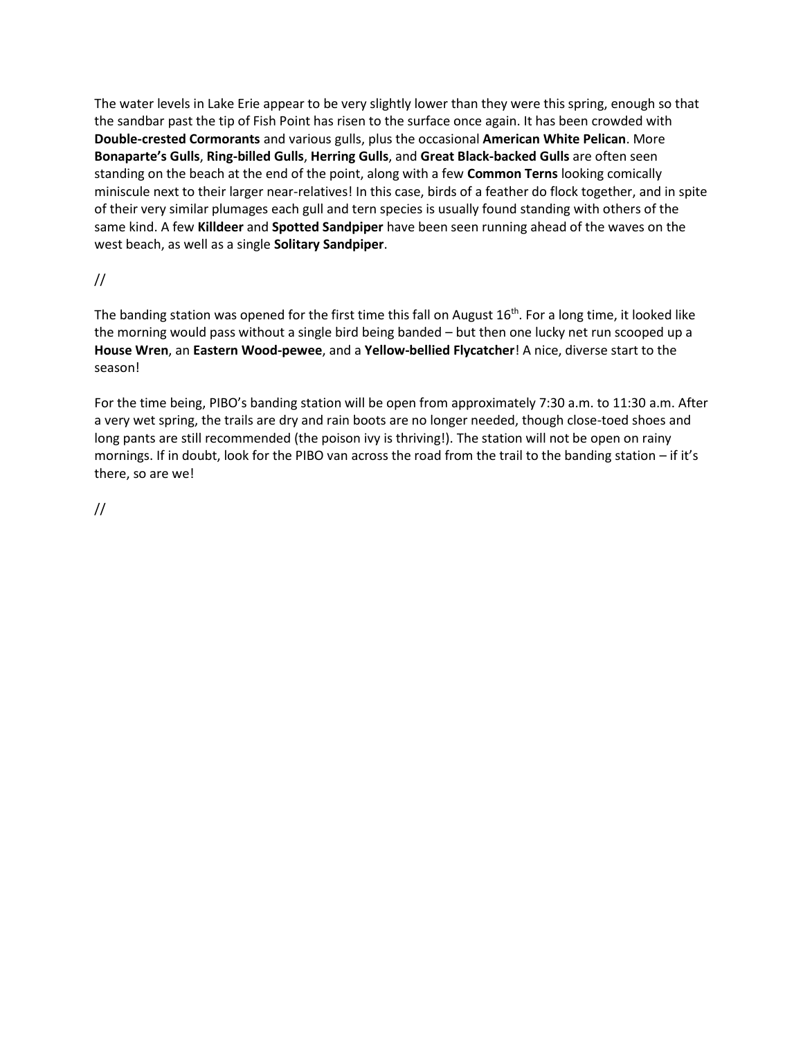The water levels in Lake Erie appear to be very slightly lower than they were this spring, enough so that the sandbar past the tip of Fish Point has risen to the surface once again. It has been crowded with **Double-crested Cormorants** and various gulls, plus the occasional **American White Pelican**. More **Bonaparte's Gulls**, **Ring-billed Gulls**, **Herring Gulls**, and **Great Black-backed Gulls** are often seen standing on the beach at the end of the point, along with a few **Common Terns** looking comically miniscule next to their larger near-relatives! In this case, birds of a feather do flock together, and in spite of their very similar plumages each gull and tern species is usually found standing with others of the same kind. A few **Killdeer** and **Spotted Sandpiper** have been seen running ahead of the waves on the west beach, as well as a single **Solitary Sandpiper**.

//

The banding station was opened for the first time this fall on August 16th. For a long time, it looked like the morning would pass without a single bird being banded – but then one lucky net run scooped up a **House Wren**, an **Eastern Wood-pewee**, and a **Yellow-bellied Flycatcher**! A nice, diverse start to the season!

For the time being, PIBO's banding station will be open from approximately 7:30 a.m. to 11:30 a.m. After a very wet spring, the trails are dry and rain boots are no longer needed, though close-toed shoes and long pants are still recommended (the poison ivy is thriving!). The station will not be open on rainy mornings. If in doubt, look for the PIBO van across the road from the trail to the banding station – if it's there, so are we!

//